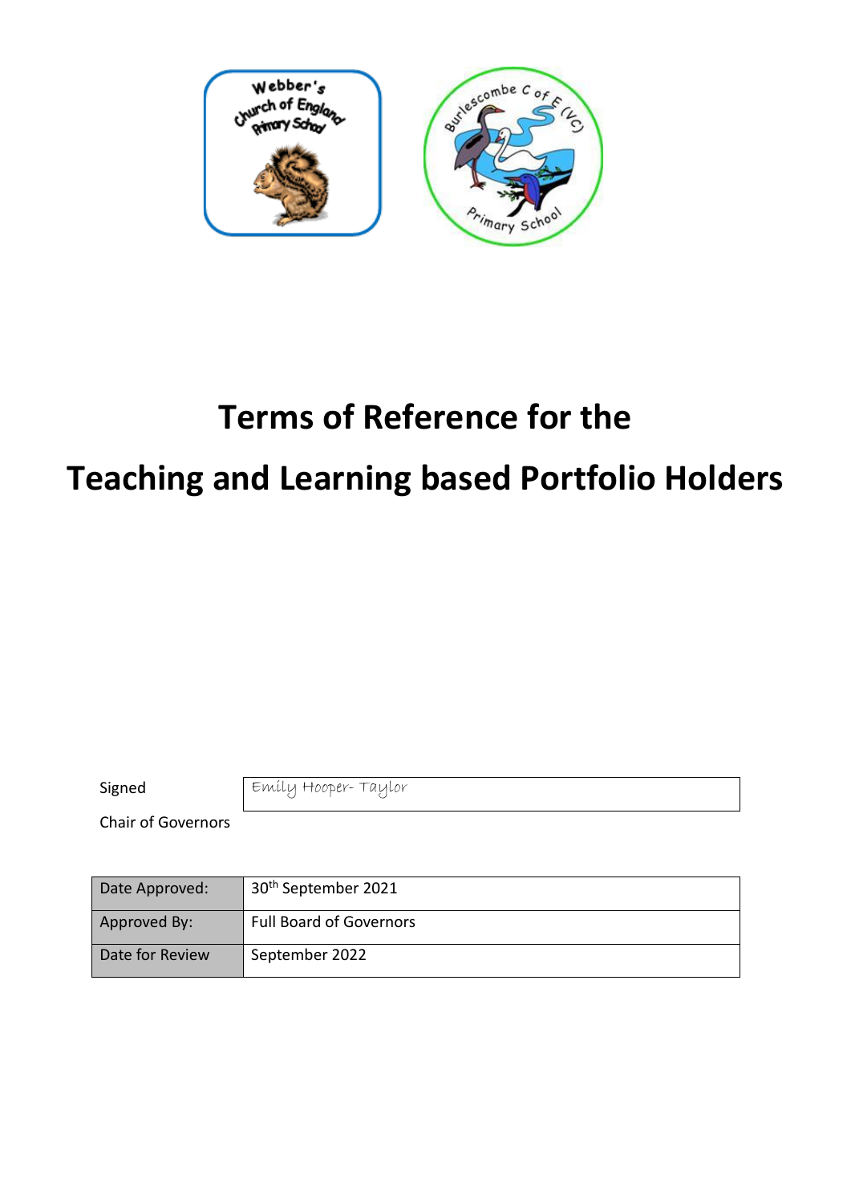# Terms of Reference for the

# Teaching and Learning based Portfolio Holders

| Signed | Emily Hooper- Taylor |
| --- | --- |

Chair of Governors

| Date Approved: | 30th September 2021 |
| --- | --- |
| Approved By: | Full Board of Governors |
| Date for Review | September 2022 |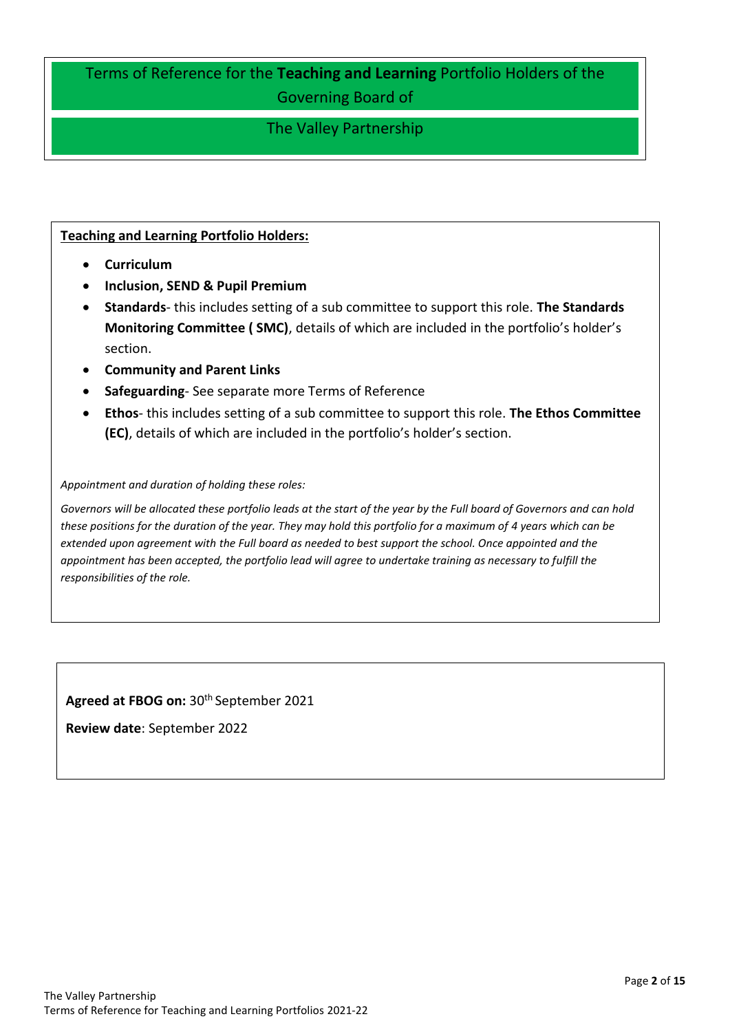# Terms of Reference for the **Teaching and Learning** Portfolio Holders of the Governing Board of

## The Valley Partnership

**Teaching and Learning Portfolio Holders:**

- **Curriculum**
- **Inclusion, SEND & Pupil Premium**
- **Standards**- this includes setting of a sub committee to support this role. **The Standards Monitoring Committee ( SMC)**, details of which are included in the portfolio's holder's section.
- **Community and Parent Links**
- **Safeguarding**- See separate more Terms of Reference
- **Ethos**- this includes setting of a sub committee to support this role. **The Ethos Committee (EC)**, details of which are included in the portfolio's holder's section.

*Appointment and duration of holding these roles:*

*Governors will be allocated these portfolio leads at the start of the year by the Full board of Governors and can hold these positions for the duration of the year. They may hold this portfolio for a maximum of 4 years which can be extended upon agreement with the Full board as needed to best support the school. Once appointed and the appointment has been accepted, the portfolio lead will agree to undertake training as necessary to fulfill the responsibilities of the role.*

**Agreed at FBOG on:** 30th September 2021

**Review date**: September 2022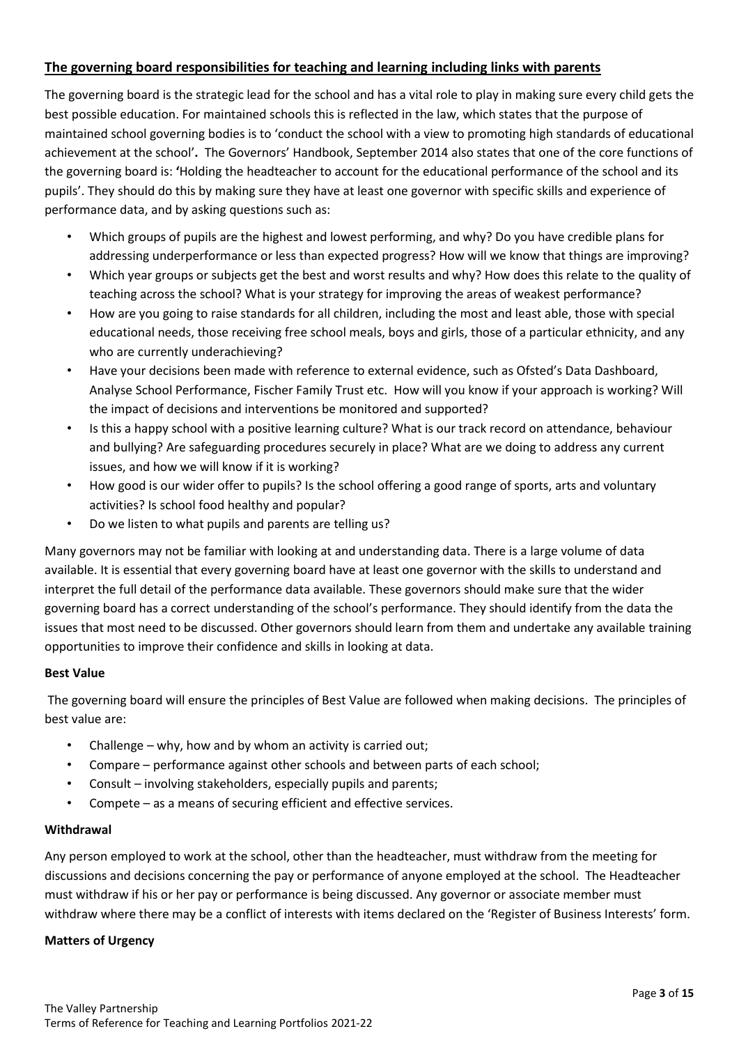## The governing board responsibilities for teaching and learning including links with parents

The governing board is the strategic lead for the school and has a vital role to play in making sure every child gets the best possible education. For maintained schools this is reflected in the law, which states that the purpose of maintained school governing bodies is to 'conduct the school with a view to promoting high standards of educational achievement at the school'**.** The Governors' Handbook, September 2014 also states that one of the core functions of the governing board is: **'**Holding the headteacher to account for the educational performance of the school and its pupils'. They should do this by making sure they have at least one governor with specific skills and experience of performance data, and by asking questions such as:

- Which groups of pupils are the highest and lowest performing, and why? Do you have credible plans for addressing underperformance or less than expected progress? How will we know that things are improving?
- Which year groups or subjects get the best and worst results and why? How does this relate to the quality of teaching across the school? What is your strategy for improving the areas of weakest performance?
- How are you going to raise standards for all children, including the most and least able, those with special educational needs, those receiving free school meals, boys and girls, those of a particular ethnicity, and any who are currently underachieving?
- Have your decisions been made with reference to external evidence, such as Ofsted's Data Dashboard, Analyse School Performance, Fischer Family Trust etc. How will you know if your approach is working? Will the impact of decisions and interventions be monitored and supported?
- Is this a happy school with a positive learning culture? What is our track record on attendance, behaviour and bullying? Are safeguarding procedures securely in place? What are we doing to address any current issues, and how we will know if it is working?
- How good is our wider offer to pupils? Is the school offering a good range of sports, arts and voluntary activities? Is school food healthy and popular?
- Do we listen to what pupils and parents are telling us?

Many governors may not be familiar with looking at and understanding data. There is a large volume of data available. It is essential that every governing board have at least one governor with the skills to understand and interpret the full detail of the performance data available. These governors should make sure that the wider governing board has a correct understanding of the school's performance. They should identify from the data the issues that most need to be discussed. Other governors should learn from them and undertake any available training opportunities to improve their confidence and skills in looking at data.

**Best Value**

The governing board will ensure the principles of Best Value are followed when making decisions. The principles of best value are:

- Challenge – why, how and by whom an activity is carried out;
- Compare – performance against other schools and between parts of each school;
- Consult – involving stakeholders, especially pupils and parents;
- Compete – as a means of securing efficient and effective services.

**Withdrawal**

Any person employed to work at the school, other than the headteacher, must withdraw from the meeting for discussions and decisions concerning the pay or performance of anyone employed at the school. The Headteacher must withdraw if his or her pay or performance is being discussed. Any governor or associate member must withdraw where there may be a conflict of interests with items declared on the 'Register of Business Interests' form.

**Matters of Urgency**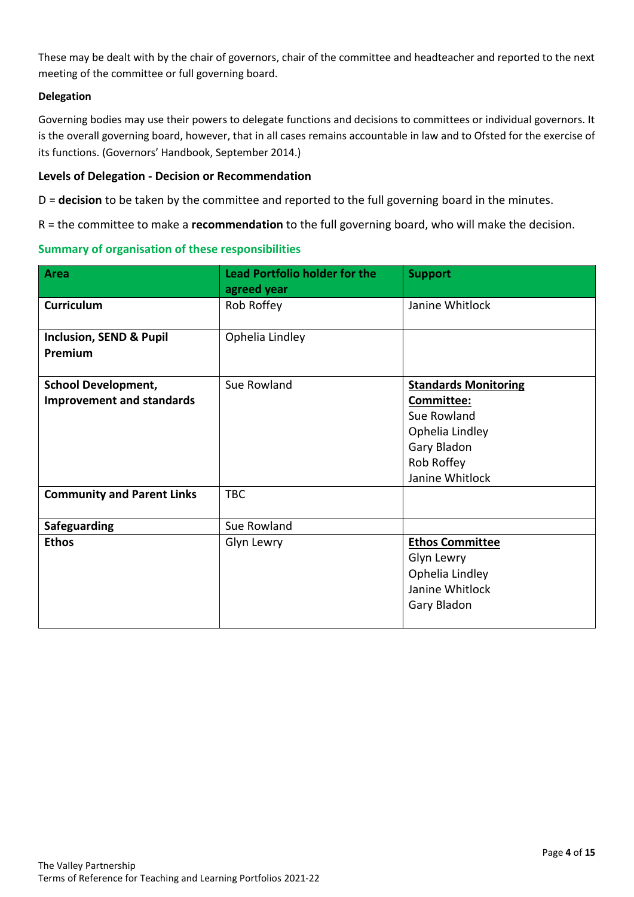These may be dealt with by the chair of governors, chair of the committee and headteacher and reported to the next meeting of the committee or full governing board.

**Delegation**

Governing bodies may use their powers to delegate functions and decisions to committees or individual governors. It is the overall governing board, however, that in all cases remains accountable in law and to Ofsted for the exercise of its functions. (Governors' Handbook, September 2014.)

### Levels of Delegation - Decision or Recommendation

D = **decision** to be taken by the committee and reported to the full governing board in the minutes.

R = the committee to make a **recommendation** to the full governing board, who will make the decision.

### Summary of organisation of these responsibilities

| Area | Lead Portfolio holder for the agreed year | Support |
|---|---|---|
| **Curriculum** | Rob Roffey | Janine Whitlock |
| **Inclusion, SEND & Pupil Premium** | Ophelia Lindley | |
| **School Development, Improvement and standards** | Sue Rowland | **Standards Monitoring Committee:**<br>Sue Rowland<br>Ophelia Lindley<br>Gary Bladon<br>Rob Roffey<br>Janine Whitlock |
| **Community and Parent Links** | TBC | |
| **Safeguarding** | Sue Rowland | |
| **Ethos** | Glyn Lewry | **Ethos Committee**<br>Glyn Lewry<br>Ophelia Lindley<br>Janine Whitlock<br>Gary Bladon |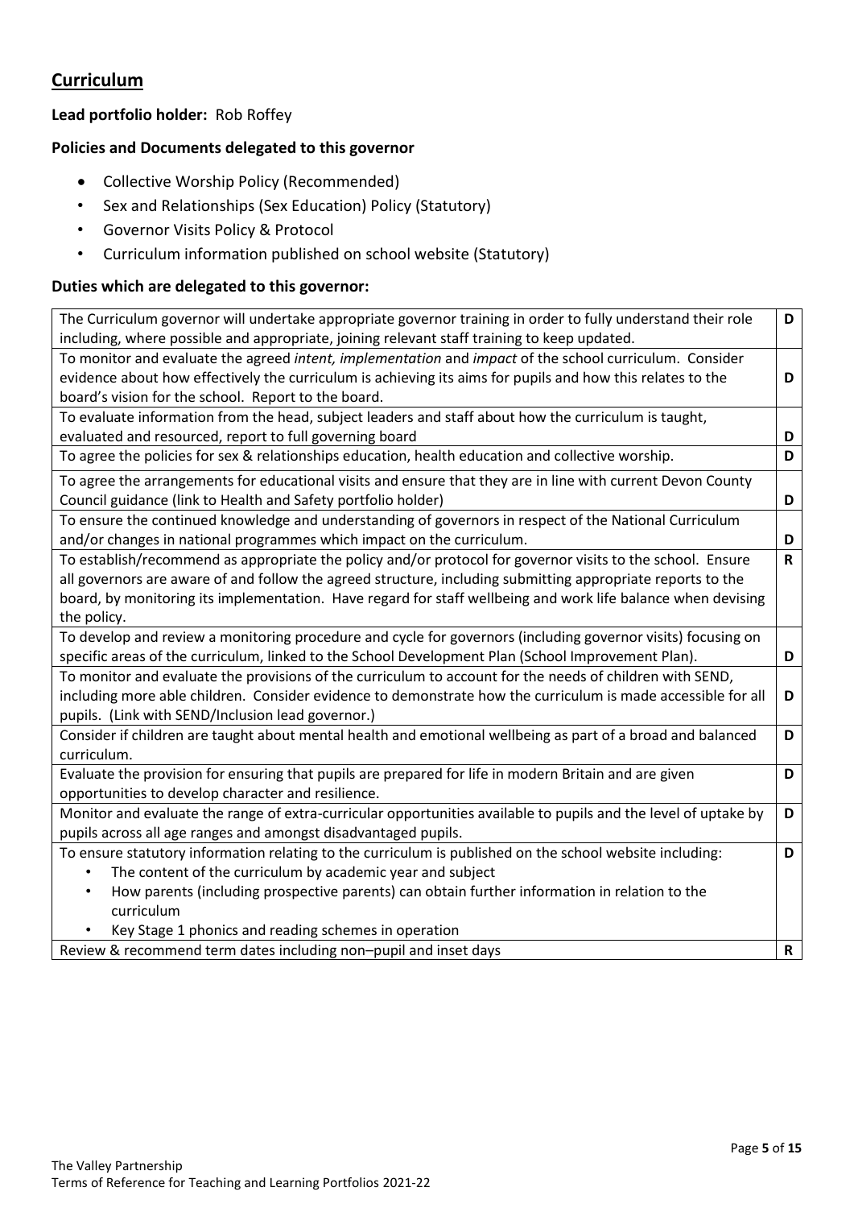## Curriculum

**Lead portfolio holder:** Rob Roffey

**Policies and Documents delegated to this governor**

- Collective Worship Policy (Recommended)
- Sex and Relationships (Sex Education) Policy (Statutory)
- Governor Visits Policy & Protocol
- Curriculum information published on school website (Statutory)

**Duties which are delegated to this governor:**

| Duty | |
|---|---|
| The Curriculum governor will undertake appropriate governor training in order to fully understand their role including, where possible and appropriate, joining relevant staff training to keep updated. | **D** |
| To monitor and evaluate the agreed *intent, implementation* and *impact* of the school curriculum. Consider evidence about how effectively the curriculum is achieving its aims for pupils and how this relates to the board's vision for the school. Report to the board. | **D** |
| To evaluate information from the head, subject leaders and staff about how the curriculum is taught, evaluated and resourced, report to full governing board | **D** |
| To agree the policies for sex & relationships education, health education and collective worship. | **D** |
| To agree the arrangements for educational visits and ensure that they are in line with current Devon County Council guidance (link to Health and Safety portfolio holder) | **D** |
| To ensure the continued knowledge and understanding of governors in respect of the National Curriculum and/or changes in national programmes which impact on the curriculum. | **D** |
| To establish/recommend as appropriate the policy and/or protocol for governor visits to the school. Ensure all governors are aware of and follow the agreed structure, including submitting appropriate reports to the board, by monitoring its implementation. Have regard for staff wellbeing and work life balance when devising the policy. | **R** |
| To develop and review a monitoring procedure and cycle for governors (including governor visits) focusing on specific areas of the curriculum, linked to the School Development Plan (School Improvement Plan). | **D** |
| To monitor and evaluate the provisions of the curriculum to account for the needs of children with SEND, including more able children. Consider evidence to demonstrate how the curriculum is made accessible for all pupils. (Link with SEND/Inclusion lead governor.) | **D** |
| Consider if children are taught about mental health and emotional wellbeing as part of a broad and balanced curriculum. | **D** |
| Evaluate the provision for ensuring that pupils are prepared for life in modern Britain and are given opportunities to develop character and resilience. | **D** |
| Monitor and evaluate the range of extra-curricular opportunities available to pupils and the level of uptake by pupils across all age ranges and amongst disadvantaged pupils. | **D** |
| To ensure statutory information relating to the curriculum is published on the school website including:<br>• The content of the curriculum by academic year and subject<br>• How parents (including prospective parents) can obtain further information in relation to the curriculum<br>• Key Stage 1 phonics and reading schemes in operation | **D** |
| Review & recommend term dates including non–pupil and inset days | **R** |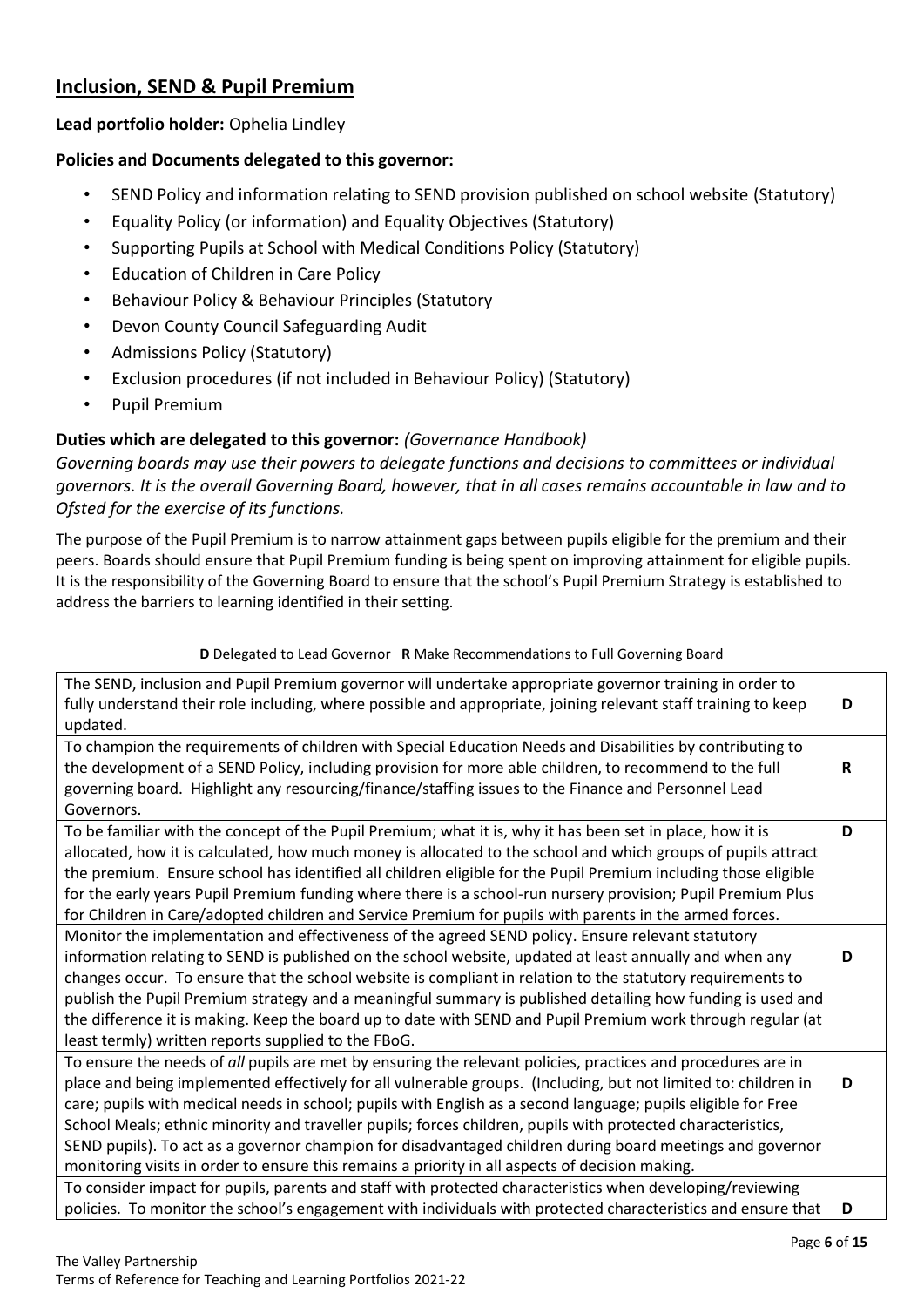## Inclusion, SEND & Pupil Premium

**Lead portfolio holder:** Ophelia Lindley

**Policies and Documents delegated to this governor:**

- SEND Policy and information relating to SEND provision published on school website (Statutory)
- Equality Policy (or information) and Equality Objectives (Statutory)
- Supporting Pupils at School with Medical Conditions Policy (Statutory)
- Education of Children in Care Policy
- Behaviour Policy & Behaviour Principles (Statutory
- Devon County Council Safeguarding Audit
- Admissions Policy (Statutory)
- Exclusion procedures (if not included in Behaviour Policy) (Statutory)
- Pupil Premium

**Duties which are delegated to this governor:** *(Governance Handbook)*

*Governing boards may use their powers to delegate functions and decisions to committees or individual governors. It is the overall Governing Board, however, that in all cases remains accountable in law and to Ofsted for the exercise of its functions.*

The purpose of the Pupil Premium is to narrow attainment gaps between pupils eligible for the premium and their peers. Boards should ensure that Pupil Premium funding is being spent on improving attainment for eligible pupils. It is the responsibility of the Governing Board to ensure that the school's Pupil Premium Strategy is established to address the barriers to learning identified in their setting.

**D** Delegated to Lead Governor **R** Make Recommendations to Full Governing Board

| | |
|---|---|
| The SEND, inclusion and Pupil Premium governor will undertake appropriate governor training in order to fully understand their role including, where possible and appropriate, joining relevant staff training to keep updated. | **D** |
| To champion the requirements of children with Special Education Needs and Disabilities by contributing to the development of a SEND Policy, including provision for more able children, to recommend to the full governing board. Highlight any resourcing/finance/staffing issues to the Finance and Personnel Lead Governors. | **R** |
| To be familiar with the concept of the Pupil Premium; what it is, why it has been set in place, how it is allocated, how it is calculated, how much money is allocated to the school and which groups of pupils attract the premium. Ensure school has identified all children eligible for the Pupil Premium including those eligible for the early years Pupil Premium funding where there is a school-run nursery provision; Pupil Premium Plus for Children in Care/adopted children and Service Premium for pupils with parents in the armed forces. | **D** |
| Monitor the implementation and effectiveness of the agreed SEND policy. Ensure relevant statutory information relating to SEND is published on the school website, updated at least annually and when any changes occur. To ensure that the school website is compliant in relation to the statutory requirements to publish the Pupil Premium strategy and a meaningful summary is published detailing how funding is used and the difference it is making. Keep the board up to date with SEND and Pupil Premium work through regular (at least termly) written reports supplied to the FBoG. | **D** |
| To ensure the needs of *all* pupils are met by ensuring the relevant policies, practices and procedures are in place and being implemented effectively for all vulnerable groups. (Including, but not limited to: children in care; pupils with medical needs in school; pupils with English as a second language; pupils eligible for Free School Meals; ethnic minority and traveller pupils; forces children, pupils with protected characteristics, SEND pupils). To act as a governor champion for disadvantaged children during board meetings and governor monitoring visits in order to ensure this remains a priority in all aspects of decision making. | **D** |
| To consider impact for pupils, parents and staff with protected characteristics when developing/reviewing policies. To monitor the school's engagement with individuals with protected characteristics and ensure that | **D** |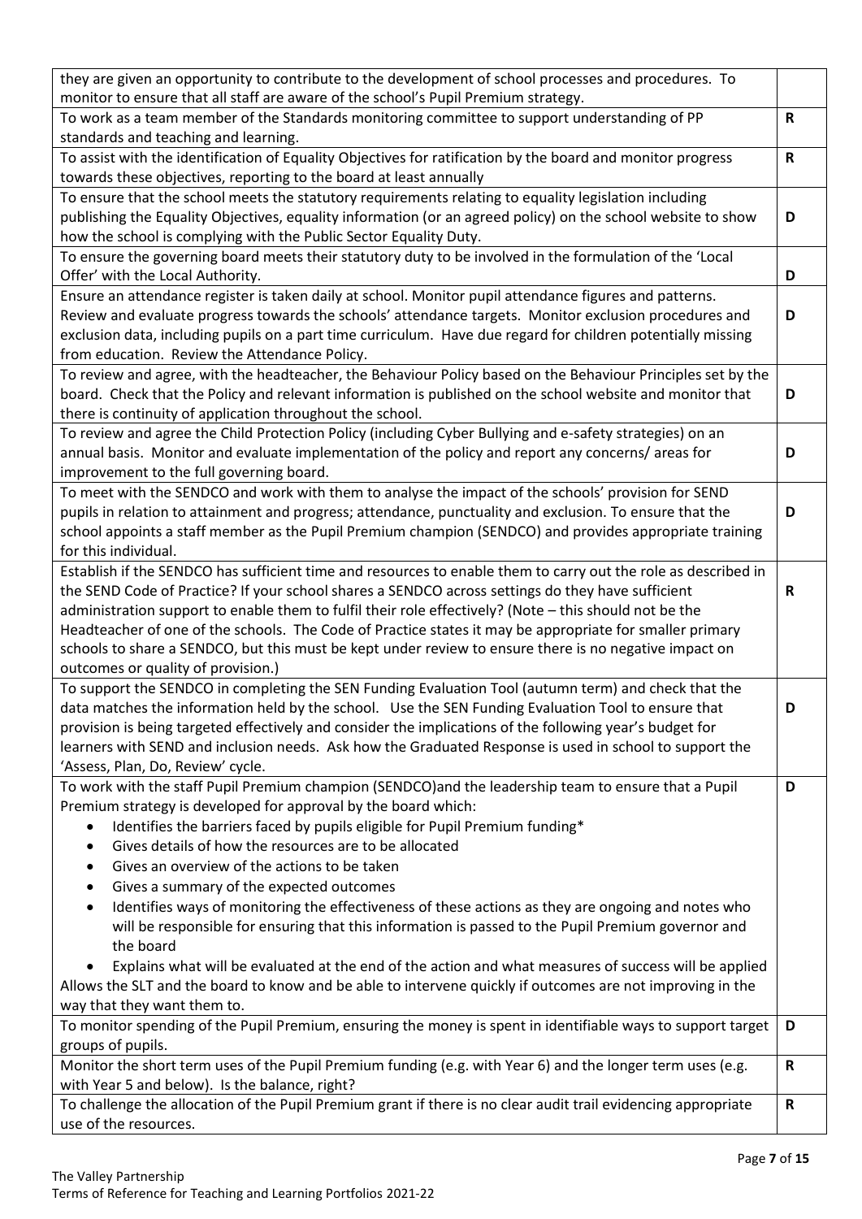| | |
|---|---|
| they are given an opportunity to contribute to the development of school processes and procedures. To monitor to ensure that all staff are aware of the school's Pupil Premium strategy. | |
| To work as a team member of the Standards monitoring committee to support understanding of PP standards and teaching and learning. | **R** |
| To assist with the identification of Equality Objectives for ratification by the board and monitor progress towards these objectives, reporting to the board at least annually | **R** |
| To ensure that the school meets the statutory requirements relating to equality legislation including publishing the Equality Objectives, equality information (or an agreed policy) on the school website to show how the school is complying with the Public Sector Equality Duty. | **D** |
| To ensure the governing board meets their statutory duty to be involved in the formulation of the 'Local Offer' with the Local Authority. | **D** |
| Ensure an attendance register is taken daily at school. Monitor pupil attendance figures and patterns. Review and evaluate progress towards the schools' attendance targets. Monitor exclusion procedures and exclusion data, including pupils on a part time curriculum. Have due regard for children potentially missing from education. Review the Attendance Policy. | **D** |
| To review and agree, with the headteacher, the Behaviour Policy based on the Behaviour Principles set by the board. Check that the Policy and relevant information is published on the school website and monitor that there is continuity of application throughout the school. | **D** |
| To review and agree the Child Protection Policy (including Cyber Bullying and e-safety strategies) on an annual basis. Monitor and evaluate implementation of the policy and report any concerns/ areas for improvement to the full governing board. | **D** |
| To meet with the SENDCO and work with them to analyse the impact of the schools' provision for SEND pupils in relation to attainment and progress; attendance, punctuality and exclusion. To ensure that the school appoints a staff member as the Pupil Premium champion (SENDCO) and provides appropriate training for this individual. | **D** |
| Establish if the SENDCO has sufficient time and resources to enable them to carry out the role as described in the SEND Code of Practice? If your school shares a SENDCO across settings do they have sufficient administration support to enable them to fulfil their role effectively? (Note – this should not be the Headteacher of one of the schools. The Code of Practice states it may be appropriate for smaller primary schools to share a SENDCO, but this must be kept under review to ensure there is no negative impact on outcomes or quality of provision.) | **R** |
| To support the SENDCO in completing the SEN Funding Evaluation Tool (autumn term) and check that the data matches the information held by the school. Use the SEN Funding Evaluation Tool to ensure that provision is being targeted effectively and consider the implications of the following year's budget for learners with SEND and inclusion needs. Ask how the Graduated Response is used in school to support the 'Assess, Plan, Do, Review' cycle. | **D** |
| To work with the staff Pupil Premium champion (SENDCO)and the leadership team to ensure that a Pupil Premium strategy is developed for approval by the board which:<br>• Identifies the barriers faced by pupils eligible for Pupil Premium funding*<br>• Gives details of how the resources are to be allocated<br>• Gives an overview of the actions to be taken<br>• Gives a summary of the expected outcomes<br>• Identifies ways of monitoring the effectiveness of these actions as they are ongoing and notes who will be responsible for ensuring that this information is passed to the Pupil Premium governor and the board<br>• Explains what will be evaluated at the end of the action and what measures of success will be applied<br>Allows the SLT and the board to know and be able to intervene quickly if outcomes are not improving in the way that they want them to. | **D** |
| To monitor spending of the Pupil Premium, ensuring the money is spent in identifiable ways to support target groups of pupils. | **D** |
| Monitor the short term uses of the Pupil Premium funding (e.g. with Year 6) and the longer term uses (e.g. with Year 5 and below). Is the balance, right? | **R** |
| To challenge the allocation of the Pupil Premium grant if there is no clear audit trail evidencing appropriate use of the resources. | **R** |

The Valley Partnership
Terms of Reference for Teaching and Learning Portfolios 2021-22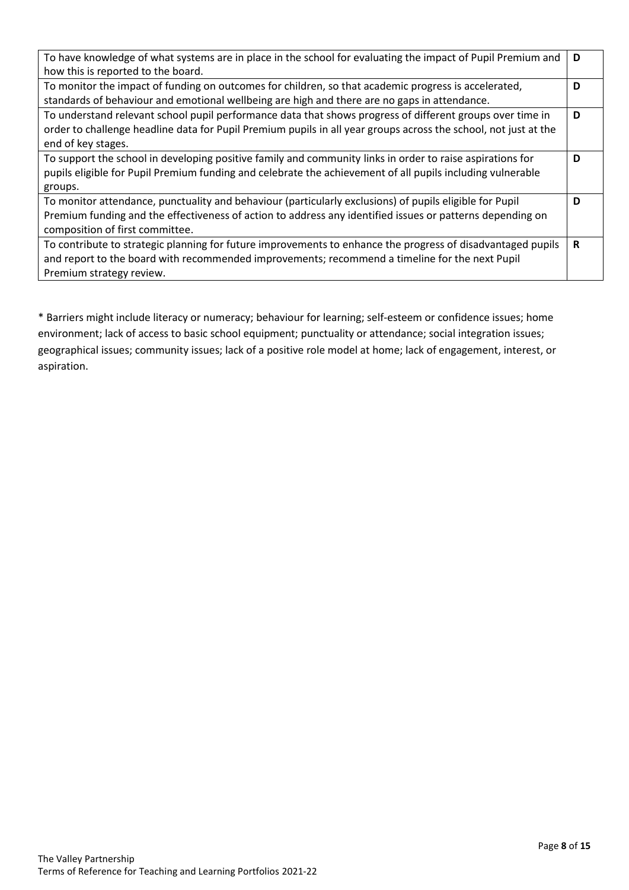| | |
|---|---|
| To have knowledge of what systems are in place in the school for evaluating the impact of Pupil Premium and how this is reported to the board. | **D** |
| To monitor the impact of funding on outcomes for children, so that academic progress is accelerated, standards of behaviour and emotional wellbeing are high and there are no gaps in attendance. | **D** |
| To understand relevant school pupil performance data that shows progress of different groups over time in order to challenge headline data for Pupil Premium pupils in all year groups across the school, not just at the end of key stages. | **D** |
| To support the school in developing positive family and community links in order to raise aspirations for pupils eligible for Pupil Premium funding and celebrate the achievement of all pupils including vulnerable groups. | **D** |
| To monitor attendance, punctuality and behaviour (particularly exclusions) of pupils eligible for Pupil Premium funding and the effectiveness of action to address any identified issues or patterns depending on composition of first committee. | **D** |
| To contribute to strategic planning for future improvements to enhance the progress of disadvantaged pupils and report to the board with recommended improvements; recommend a timeline for the next Pupil Premium strategy review. | **R** |

* Barriers might include literacy or numeracy; behaviour for learning; self-esteem or confidence issues; home environment; lack of access to basic school equipment; punctuality or attendance; social integration issues; geographical issues; community issues; lack of a positive role model at home; lack of engagement, interest, or aspiration.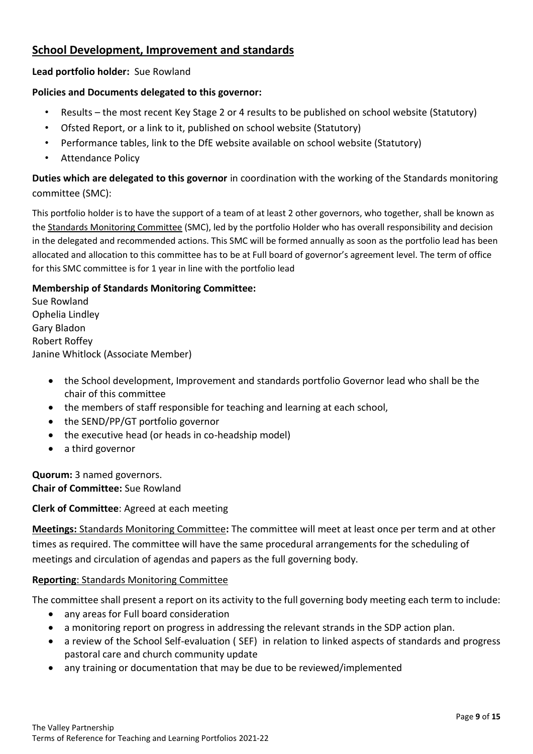## School Development, Improvement and standards

**Lead portfolio holder:** Sue Rowland

**Policies and Documents delegated to this governor:**

- Results – the most recent Key Stage 2 or 4 results to be published on school website (Statutory)
- Ofsted Report, or a link to it, published on school website (Statutory)
- Performance tables, link to the DfE website available on school website (Statutory)
- Attendance Policy

**Duties which are delegated to this governor** in coordination with the working of the Standards monitoring committee (SMC):

This portfolio holder is to have the support of a team of at least 2 other governors, who together, shall be known as the Standards Monitoring Committee (SMC), led by the portfolio Holder who has overall responsibility and decision in the delegated and recommended actions. This SMC will be formed annually as soon as the portfolio lead has been allocated and allocation to this committee has to be at Full board of governor's agreement level. The term of office for this SMC committee is for 1 year in line with the portfolio lead

**Membership of Standards Monitoring Committee:**

Sue Rowland
Ophelia Lindley
Gary Bladon
Robert Roffey
Janine Whitlock (Associate Member)

- the School development, Improvement and standards portfolio Governor lead who shall be the chair of this committee
- the members of staff responsible for teaching and learning at each school,
- the SEND/PP/GT portfolio governor
- the executive head (or heads in co-headship model)
- a third governor

**Quorum:** 3 named governors.
**Chair of Committee:** Sue Rowland

**Clerk of Committee**: Agreed at each meeting

**Meetings:** Standards Monitoring Committee**:** The committee will meet at least once per term and at other times as required. The committee will have the same procedural arrangements for the scheduling of meetings and circulation of agendas and papers as the full governing body.

**Reporting**: Standards Monitoring Committee

The committee shall present a report on its activity to the full governing body meeting each term to include:

- any areas for Full board consideration
- a monitoring report on progress in addressing the relevant strands in the SDP action plan.
- a review of the School Self-evaluation ( SEF) in relation to linked aspects of standards and progress pastoral care and church community update
- any training or documentation that may be due to be reviewed/implemented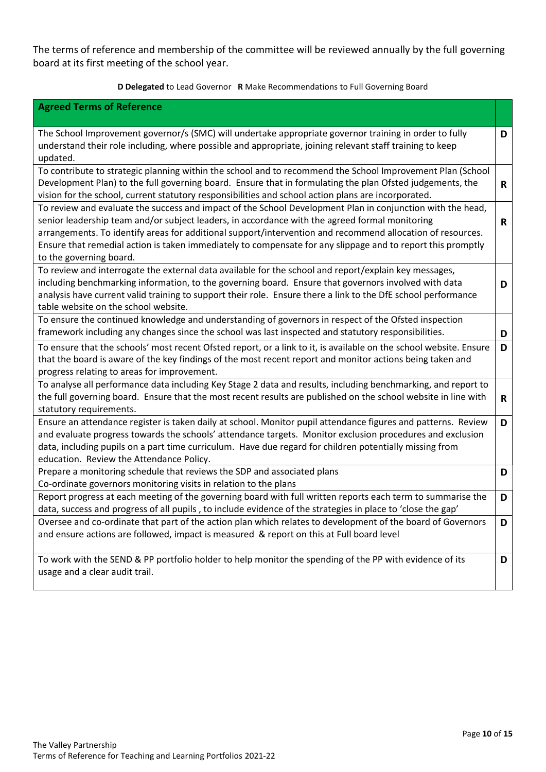The terms of reference and membership of the committee will be reviewed annually by the full governing board at its first meeting of the school year.

**D Delegated** to Lead Governor **R** Make Recommendations to Full Governing Board

| **Agreed Terms of Reference** | |
|---|---|
| The School Improvement governor/s (SMC) will undertake appropriate governor training in order to fully understand their role including, where possible and appropriate, joining relevant staff training to keep updated. | **D** |
| To contribute to strategic planning within the school and to recommend the School Improvement Plan (School Development Plan) to the full governing board. Ensure that in formulating the plan Ofsted judgements, the vision for the school, current statutory responsibilities and school action plans are incorporated. | **R** |
| To review and evaluate the success and impact of the School Development Plan in conjunction with the head, senior leadership team and/or subject leaders, in accordance with the agreed formal monitoring arrangements. To identify areas for additional support/intervention and recommend allocation of resources. Ensure that remedial action is taken immediately to compensate for any slippage and to report this promptly to the governing board. | **R** |
| To review and interrogate the external data available for the school and report/explain key messages, including benchmarking information, to the governing board. Ensure that governors involved with data analysis have current valid training to support their role. Ensure there a link to the DfE school performance table website on the school website. | **D** |
| To ensure the continued knowledge and understanding of governors in respect of the Ofsted inspection framework including any changes since the school was last inspected and statutory responsibilities. | **D** |
| To ensure that the schools' most recent Ofsted report, or a link to it, is available on the school website. Ensure that the board is aware of the key findings of the most recent report and monitor actions being taken and progress relating to areas for improvement. | **D** |
| To analyse all performance data including Key Stage 2 data and results, including benchmarking, and report to the full governing board. Ensure that the most recent results are published on the school website in line with statutory requirements. | **R** |
| Ensure an attendance register is taken daily at school. Monitor pupil attendance figures and patterns. Review and evaluate progress towards the schools' attendance targets. Monitor exclusion procedures and exclusion data, including pupils on a part time curriculum. Have due regard for children potentially missing from education. Review the Attendance Policy. | **D** |
| Prepare a monitoring schedule that reviews the SDP and associated plans<br>Co-ordinate governors monitoring visits in relation to the plans | **D** |
| Report progress at each meeting of the governing board with full written reports each term to summarise the data, success and progress of all pupils , to include evidence of the strategies in place to 'close the gap' | **D** |
| Oversee and co-ordinate that part of the action plan which relates to development of the board of Governors and ensure actions are followed, impact is measured & report on this at Full board level | **D** |
| To work with the SEND & PP portfolio holder to help monitor the spending of the PP with evidence of its usage and a clear audit trail. | **D** |

The Valley Partnership
Terms of Reference for Teaching and Learning Portfolios 2021-22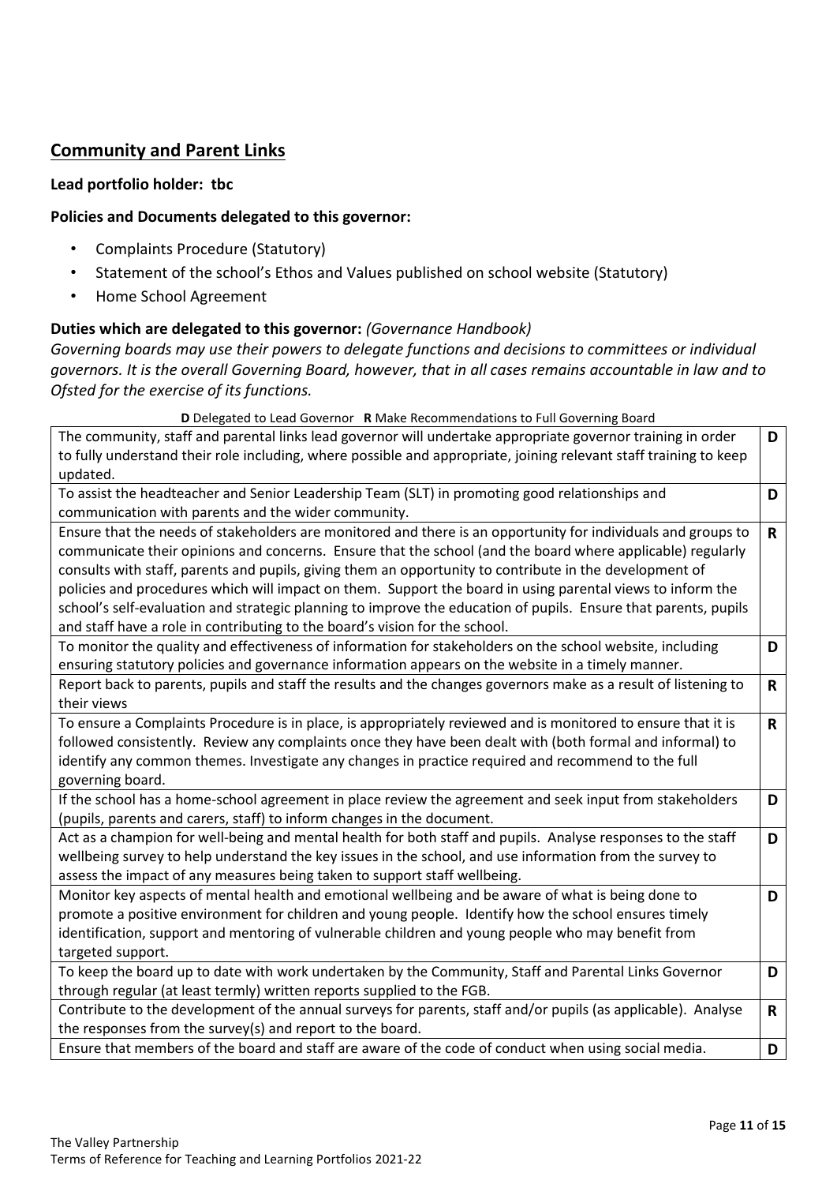## Community and Parent Links

**Lead portfolio holder: tbc**

**Policies and Documents delegated to this governor:**

- Complaints Procedure (Statutory)
- Statement of the school's Ethos and Values published on school website (Statutory)
- Home School Agreement

**Duties which are delegated to this governor:** *(Governance Handbook)*

*Governing boards may use their powers to delegate functions and decisions to committees or individual governors. It is the overall Governing Board, however, that in all cases remains accountable in law and to Ofsted for the exercise of its functions.*

**D** Delegated to Lead Governor **R** Make Recommendations to Full Governing Board

| Duty | |
|---|---|
| The community, staff and parental links lead governor will undertake appropriate governor training in order to fully understand their role including, where possible and appropriate, joining relevant staff training to keep updated. | **D** |
| To assist the headteacher and Senior Leadership Team (SLT) in promoting good relationships and communication with parents and the wider community. | **D** |
| Ensure that the needs of stakeholders are monitored and there is an opportunity for individuals and groups to communicate their opinions and concerns. Ensure that the school (and the board where applicable) regularly consults with staff, parents and pupils, giving them an opportunity to contribute in the development of policies and procedures which will impact on them. Support the board in using parental views to inform the school's self-evaluation and strategic planning to improve the education of pupils. Ensure that parents, pupils and staff have a role in contributing to the board's vision for the school. | **R** |
| To monitor the quality and effectiveness of information for stakeholders on the school website, including ensuring statutory policies and governance information appears on the website in a timely manner. | **D** |
| Report back to parents, pupils and staff the results and the changes governors make as a result of listening to their views | **R** |
| To ensure a Complaints Procedure is in place, is appropriately reviewed and is monitored to ensure that it is followed consistently. Review any complaints once they have been dealt with (both formal and informal) to identify any common themes. Investigate any changes in practice required and recommend to the full governing board. | **R** |
| If the school has a home-school agreement in place review the agreement and seek input from stakeholders (pupils, parents and carers, staff) to inform changes in the document. | **D** |
| Act as a champion for well-being and mental health for both staff and pupils. Analyse responses to the staff wellbeing survey to help understand the key issues in the school, and use information from the survey to assess the impact of any measures being taken to support staff wellbeing. | **D** |
| Monitor key aspects of mental health and emotional wellbeing and be aware of what is being done to promote a positive environment for children and young people. Identify how the school ensures timely identification, support and mentoring of vulnerable children and young people who may benefit from targeted support. | **D** |
| To keep the board up to date with work undertaken by the Community, Staff and Parental Links Governor through regular (at least termly) written reports supplied to the FGB. | **D** |
| Contribute to the development of the annual surveys for parents, staff and/or pupils (as applicable). Analyse the responses from the survey(s) and report to the board. | **R** |
| Ensure that members of the board and staff are aware of the code of conduct when using social media. | **D** |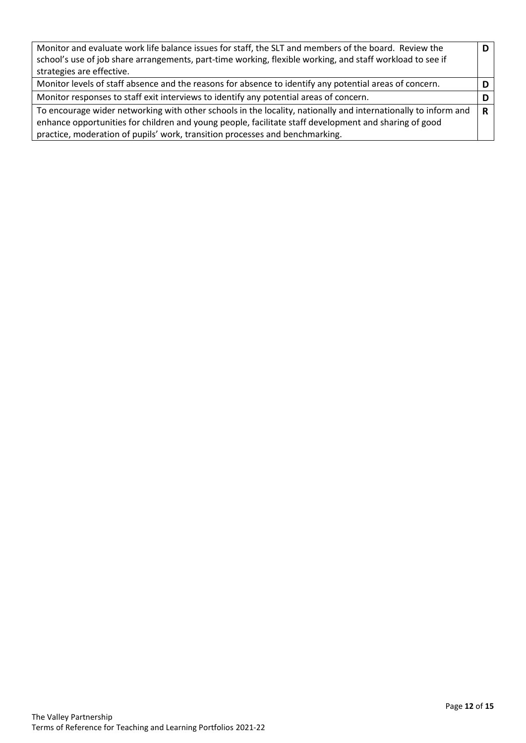| | |
|---|---|
| Monitor and evaluate work life balance issues for staff, the SLT and members of the board. Review the school's use of job share arrangements, part-time working, flexible working, and staff workload to see if strategies are effective. | **D** |
| Monitor levels of staff absence and the reasons for absence to identify any potential areas of concern. | **D** |
| Monitor responses to staff exit interviews to identify any potential areas of concern. | **D** |
| To encourage wider networking with other schools in the locality, nationally and internationally to inform and enhance opportunities for children and young people, facilitate staff development and sharing of good practice, moderation of pupils' work, transition processes and benchmarking. | **R** |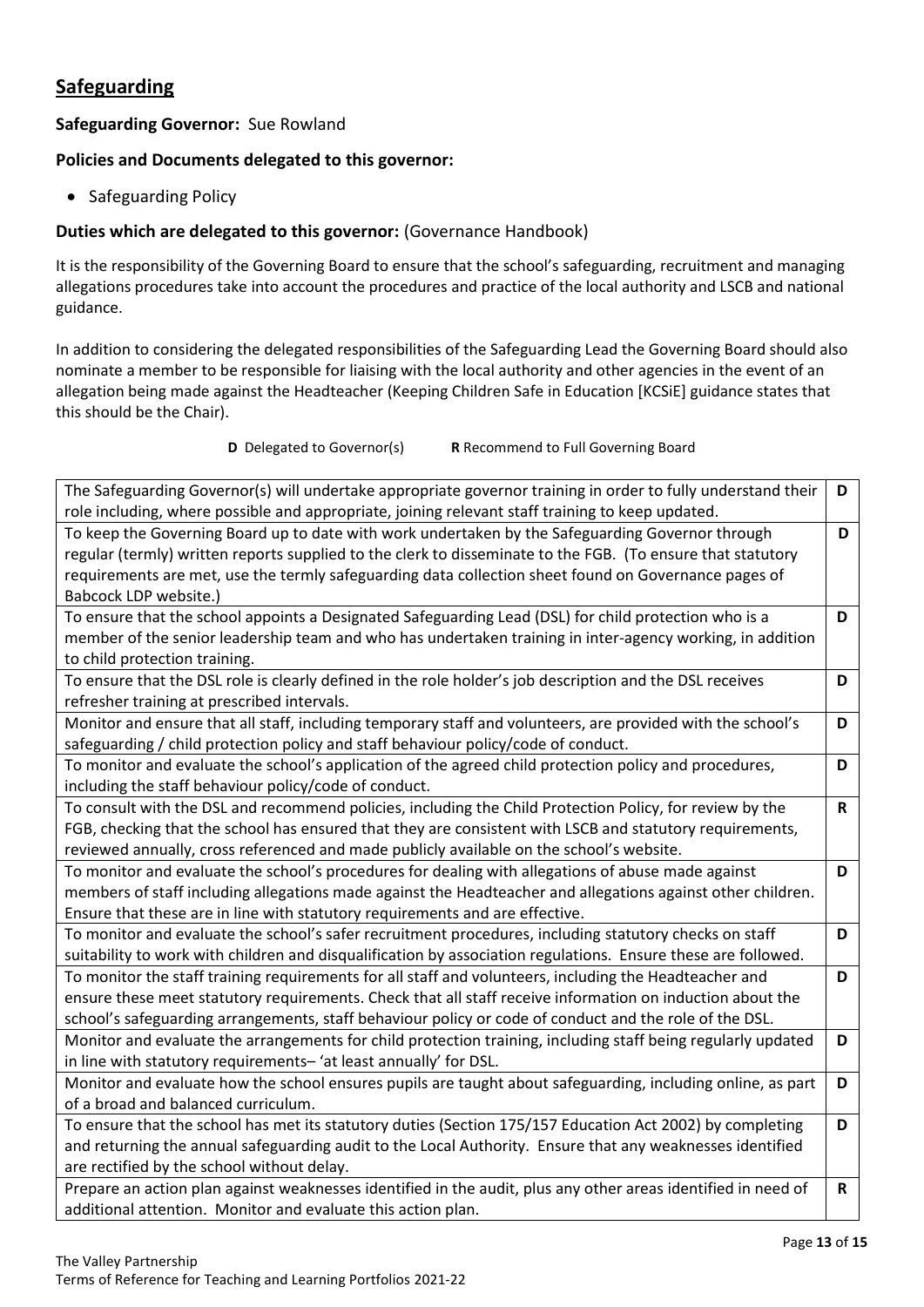## Safeguarding

**Safeguarding Governor:** Sue Rowland

**Policies and Documents delegated to this governor:**

- Safeguarding Policy

**Duties which are delegated to this governor:** (Governance Handbook)

It is the responsibility of the Governing Board to ensure that the school's safeguarding, recruitment and managing allegations procedures take into account the procedures and practice of the local authority and LSCB and national guidance.

In addition to considering the delegated responsibilities of the Safeguarding Lead the Governing Board should also nominate a member to be responsible for liaising with the local authority and other agencies in the event of an allegation being made against the Headteacher (Keeping Children Safe in Education [KCSiE] guidance states that this should be the Chair).

**D** Delegated to Governor(s) **R** Recommend to Full Governing Board

| | |
|---|---|
| The Safeguarding Governor(s) will undertake appropriate governor training in order to fully understand their role including, where possible and appropriate, joining relevant staff training to keep updated. | **D** |
| To keep the Governing Board up to date with work undertaken by the Safeguarding Governor through regular (termly) written reports supplied to the clerk to disseminate to the FGB. (To ensure that statutory requirements are met, use the termly safeguarding data collection sheet found on Governance pages of Babcock LDP website.) | **D** |
| To ensure that the school appoints a Designated Safeguarding Lead (DSL) for child protection who is a member of the senior leadership team and who has undertaken training in inter-agency working, in addition to child protection training. | **D** |
| To ensure that the DSL role is clearly defined in the role holder's job description and the DSL receives refresher training at prescribed intervals. | **D** |
| Monitor and ensure that all staff, including temporary staff and volunteers, are provided with the school's safeguarding / child protection policy and staff behaviour policy/code of conduct. | **D** |
| To monitor and evaluate the school's application of the agreed child protection policy and procedures, including the staff behaviour policy/code of conduct. | **D** |
| To consult with the DSL and recommend policies, including the Child Protection Policy, for review by the FGB, checking that the school has ensured that they are consistent with LSCB and statutory requirements, reviewed annually, cross referenced and made publicly available on the school's website. | **R** |
| To monitor and evaluate the school's procedures for dealing with allegations of abuse made against members of staff including allegations made against the Headteacher and allegations against other children. Ensure that these are in line with statutory requirements and are effective. | **D** |
| To monitor and evaluate the school's safer recruitment procedures, including statutory checks on staff suitability to work with children and disqualification by association regulations. Ensure these are followed. | **D** |
| To monitor the staff training requirements for all staff and volunteers, including the Headteacher and ensure these meet statutory requirements. Check that all staff receive information on induction about the school's safeguarding arrangements, staff behaviour policy or code of conduct and the role of the DSL. | **D** |
| Monitor and evaluate the arrangements for child protection training, including staff being regularly updated in line with statutory requirements– 'at least annually' for DSL. | **D** |
| Monitor and evaluate how the school ensures pupils are taught about safeguarding, including online, as part of a broad and balanced curriculum. | **D** |
| To ensure that the school has met its statutory duties (Section 175/157 Education Act 2002) by completing and returning the annual safeguarding audit to the Local Authority. Ensure that any weaknesses identified are rectified by the school without delay. | **D** |
| Prepare an action plan against weaknesses identified in the audit, plus any other areas identified in need of additional attention. Monitor and evaluate this action plan. | **R** |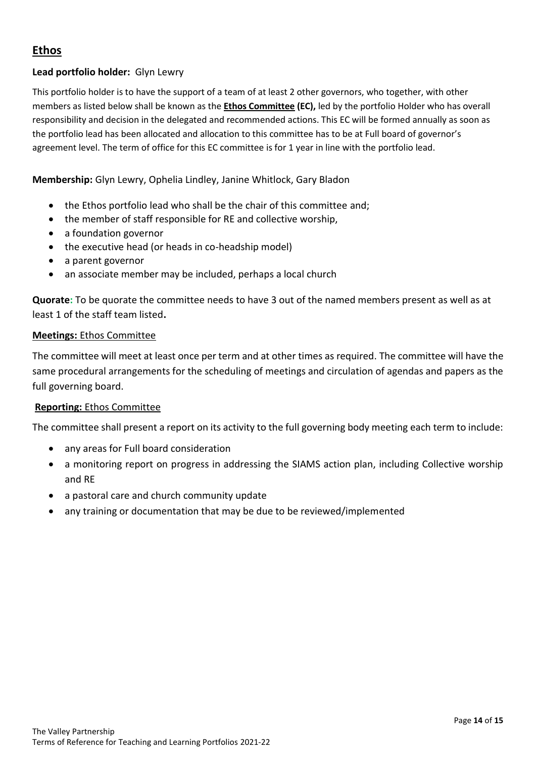## Ethos

**Lead portfolio holder:** Glyn Lewry

This portfolio holder is to have the support of a team of at least 2 other governors, who together, with other members as listed below shall be known as the **Ethos Committee (EC),** led by the portfolio Holder who has overall responsibility and decision in the delegated and recommended actions. This EC will be formed annually as soon as the portfolio lead has been allocated and allocation to this committee has to be at Full board of governor's agreement level. The term of office for this EC committee is for 1 year in line with the portfolio lead.

**Membership:** Glyn Lewry, Ophelia Lindley, Janine Whitlock, Gary Bladon

- the Ethos portfolio lead who shall be the chair of this committee and;
- the member of staff responsible for RE and collective worship,
- a foundation governor
- the executive head (or heads in co-headship model)
- a parent governor
- an associate member may be included, perhaps a local church

**Quorate:** To be quorate the committee needs to have 3 out of the named members present as well as at least 1 of the staff team listed**.**

**Meetings:** Ethos Committee

The committee will meet at least once per term and at other times as required. The committee will have the same procedural arrangements for the scheduling of meetings and circulation of agendas and papers as the full governing board.

**Reporting:** Ethos Committee

The committee shall present a report on its activity to the full governing body meeting each term to include:

- any areas for Full board consideration
- a monitoring report on progress in addressing the SIAMS action plan, including Collective worship and RE
- a pastoral care and church community update
- any training or documentation that may be due to be reviewed/implemented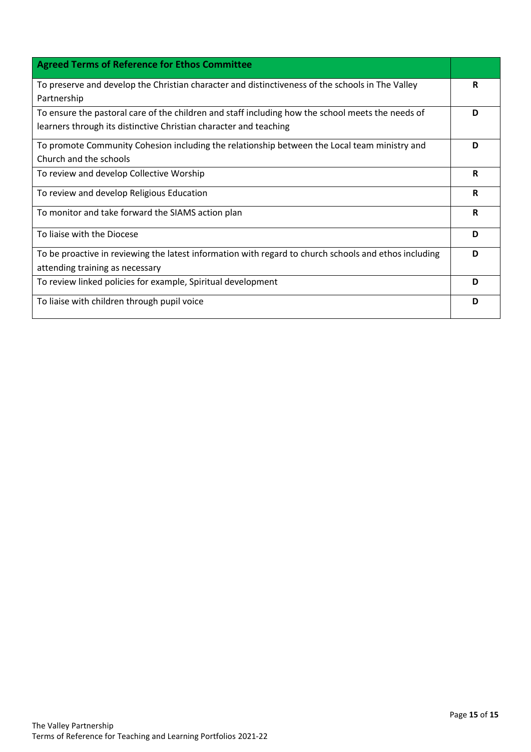| Agreed Terms of Reference for Ethos Committee | |
|---|---|
| To preserve and develop the Christian character and distinctiveness of the schools in The Valley Partnership | **R** |
| To ensure the pastoral care of the children and staff including how the school meets the needs of learners through its distinctive Christian character and teaching | **D** |
| To promote Community Cohesion including the relationship between the Local team ministry and Church and the schools | **D** |
| To review and develop Collective Worship | **R** |
| To review and develop Religious Education | **R** |
| To monitor and take forward the SIAMS action plan | **R** |
| To liaise with the Diocese | **D** |
| To be proactive in reviewing the latest information with regard to church schools and ethos including attending training as necessary | **D** |
| To review linked policies for example, Spiritual development | **D** |
| To liaise with children through pupil voice | **D** |